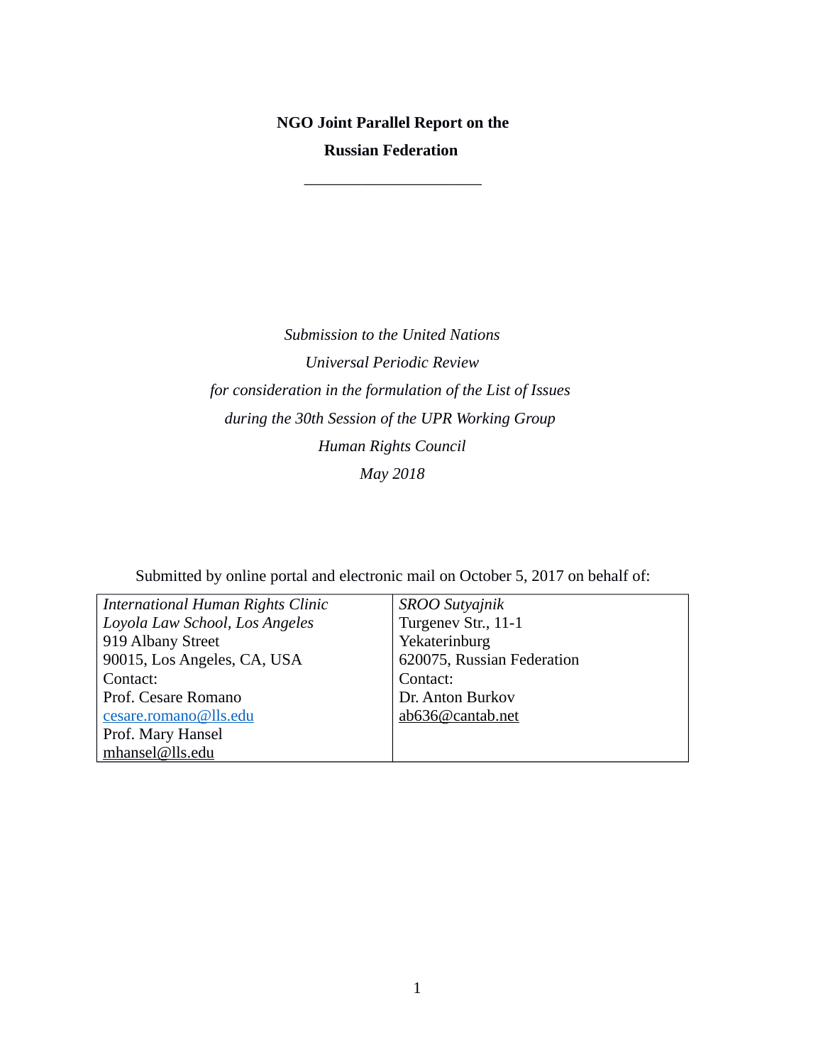**NGO Joint Parallel Report on the**

**Russian Federation**

______________________

*Submission to the United Nations*

*Universal Periodic Review*

*for consideration in the formulation of the List of Issues*

*during the 30th Session of the UPR Working Group*

*Human Rights Council*

*May 2018*

Submitted by online portal and electronic mail on October 5, 2017 on behalf of:

| | |
|---|---|
| *International Human Rights Clinic*<br>*Loyola Law School, Los Angeles*<br>919 Albany Street<br>90015, Los Angeles, CA, USA<br>Contact:<br>Prof. Cesare Romano<br>cesare.romano@lls.edu<br>Prof. Mary Hansel<br>mhansel@lls.edu | *SROO Sutyajnik*<br>Turgenev Str., 11-1<br>Yekaterinburg<br>620075, Russian Federation<br>Contact:<br>Dr. Anton Burkov<br>ab636@cantab.net |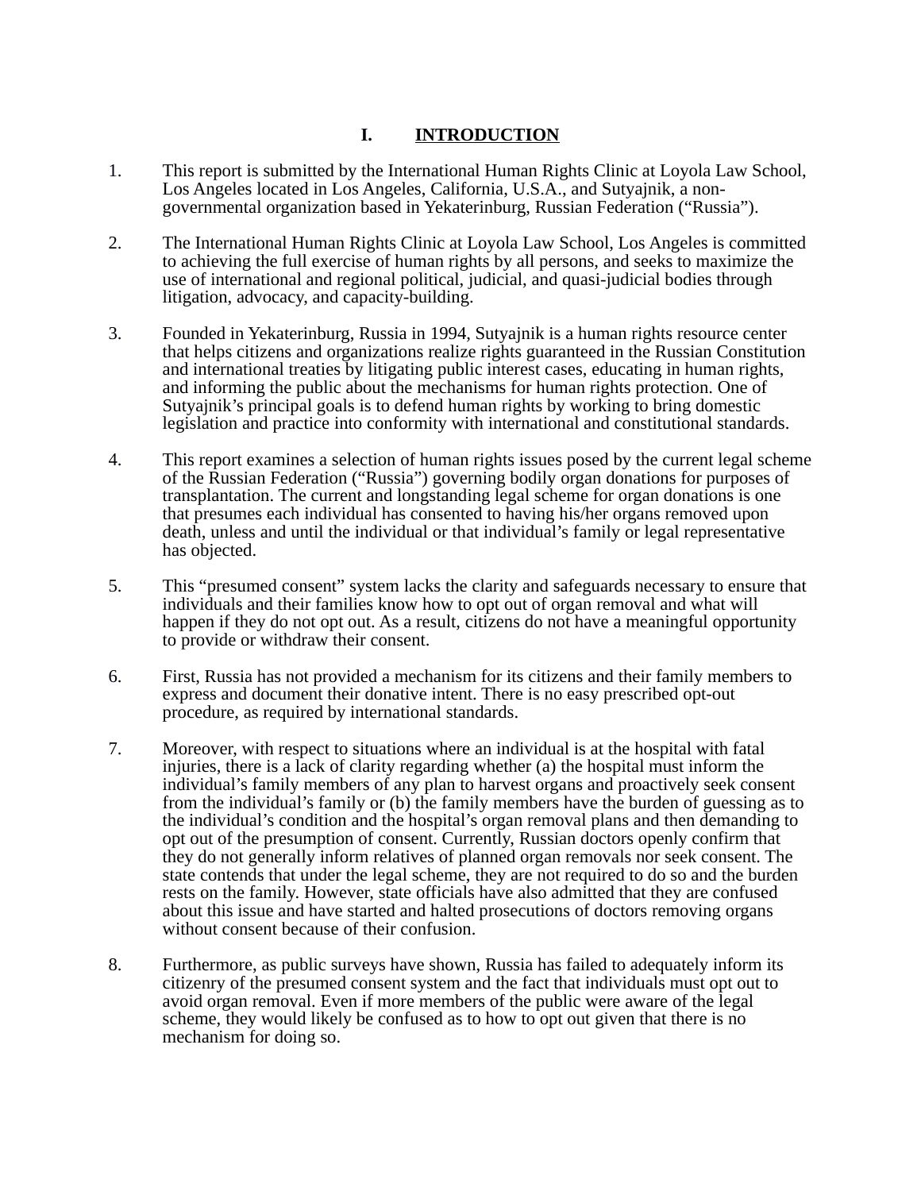# I. INTRODUCTION

1. This report is submitted by the International Human Rights Clinic at Loyola Law School, Los Angeles located in Los Angeles, California, U.S.A., and Sutyajnik, a non-governmental organization based in Yekaterinburg, Russian Federation ("Russia").

2. The International Human Rights Clinic at Loyola Law School, Los Angeles is committed to achieving the full exercise of human rights by all persons, and seeks to maximize the use of international and regional political, judicial, and quasi-judicial bodies through litigation, advocacy, and capacity-building.

3. Founded in Yekaterinburg, Russia in 1994, Sutyajnik is a human rights resource center that helps citizens and organizations realize rights guaranteed in the Russian Constitution and international treaties by litigating public interest cases, educating in human rights, and informing the public about the mechanisms for human rights protection. One of Sutyajnik's principal goals is to defend human rights by working to bring domestic legislation and practice into conformity with international and constitutional standards.

4. This report examines a selection of human rights issues posed by the current legal scheme of the Russian Federation ("Russia") governing bodily organ donations for purposes of transplantation. The current and longstanding legal scheme for organ donations is one that presumes each individual has consented to having his/her organs removed upon death, unless and until the individual or that individual's family or legal representative has objected.

5. This "presumed consent" system lacks the clarity and safeguards necessary to ensure that individuals and their families know how to opt out of organ removal and what will happen if they do not opt out. As a result, citizens do not have a meaningful opportunity to provide or withdraw their consent.

6. First, Russia has not provided a mechanism for its citizens and their family members to express and document their donative intent. There is no easy prescribed opt-out procedure, as required by international standards.

7. Moreover, with respect to situations where an individual is at the hospital with fatal injuries, there is a lack of clarity regarding whether (a) the hospital must inform the individual's family members of any plan to harvest organs and proactively seek consent from the individual's family or (b) the family members have the burden of guessing as to the individual's condition and the hospital's organ removal plans and then demanding to opt out of the presumption of consent. Currently, Russian doctors openly confirm that they do not generally inform relatives of planned organ removals nor seek consent. The state contends that under the legal scheme, they are not required to do so and the burden rests on the family. However, state officials have also admitted that they are confused about this issue and have started and halted prosecutions of doctors removing organs without consent because of their confusion.

8. Furthermore, as public surveys have shown, Russia has failed to adequately inform its citizenry of the presumed consent system and the fact that individuals must opt out to avoid organ removal. Even if more members of the public were aware of the legal scheme, they would likely be confused as to how to opt out given that there is no mechanism for doing so.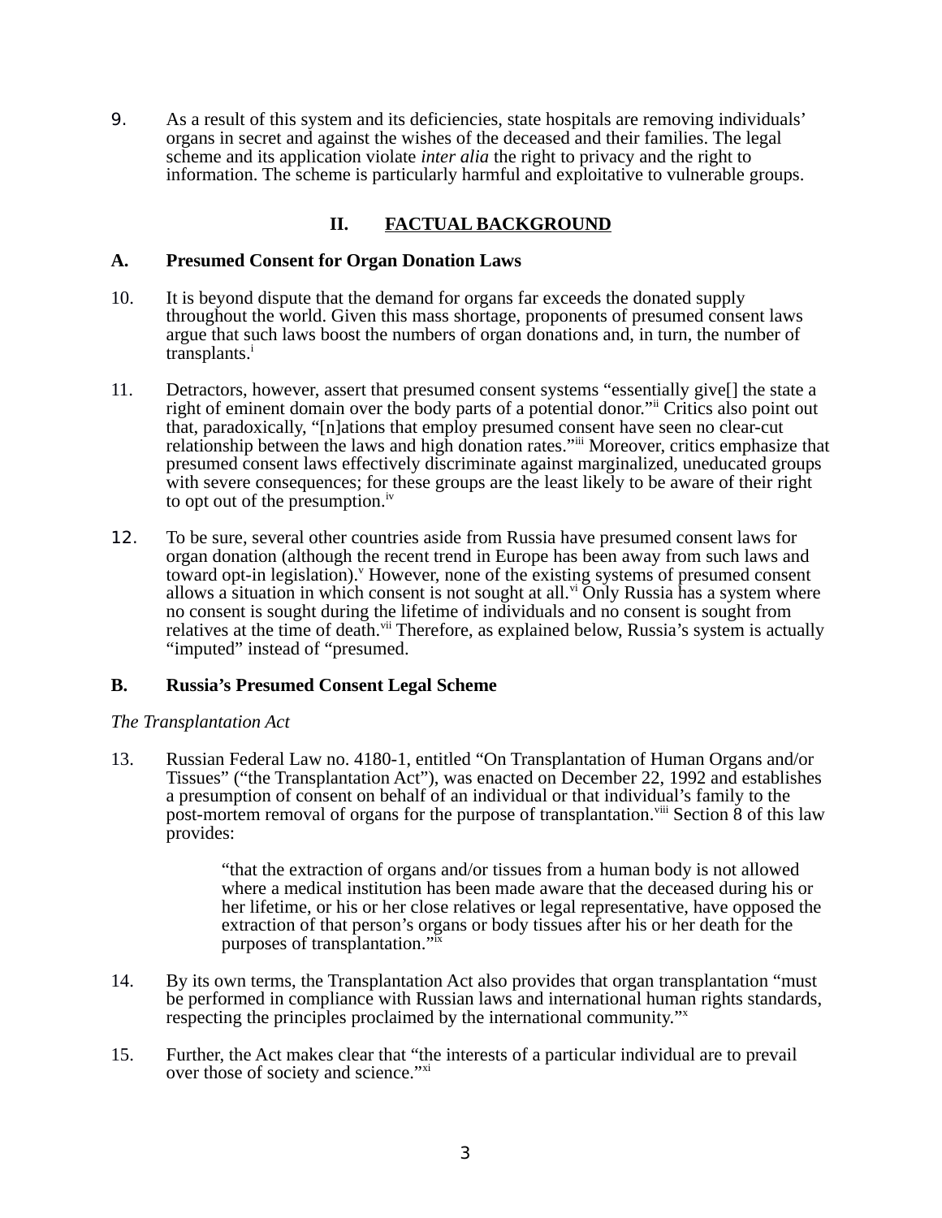9. As a result of this system and its deficiencies, state hospitals are removing individuals' organs in secret and against the wishes of the deceased and their families. The legal scheme and its application violate *inter alia* the right to privacy and the right to information. The scheme is particularly harmful and exploitative to vulnerable groups.

## II. FACTUAL BACKGROUND

### A. Presumed Consent for Organ Donation Laws

10. It is beyond dispute that the demand for organs far exceeds the donated supply throughout the world. Given this mass shortage, proponents of presumed consent laws argue that such laws boost the numbers of organ donations and, in turn, the number of transplants.[i]

11. Detractors, however, assert that presumed consent systems "essentially give[] the state a right of eminent domain over the body parts of a potential donor."[ii] Critics also point out that, paradoxically, "[n]ations that employ presumed consent have seen no clear-cut relationship between the laws and high donation rates."[iii] Moreover, critics emphasize that presumed consent laws effectively discriminate against marginalized, uneducated groups with severe consequences; for these groups are the least likely to be aware of their right to opt out of the presumption.[iv]

12. To be sure, several other countries aside from Russia have presumed consent laws for organ donation (although the recent trend in Europe has been away from such laws and toward opt-in legislation).[v] However, none of the existing systems of presumed consent allows a situation in which consent is not sought at all.[vi] Only Russia has a system where no consent is sought during the lifetime of individuals and no consent is sought from relatives at the time of death.[vii] Therefore, as explained below, Russia's system is actually "imputed" instead of "presumed.

### B. Russia's Presumed Consent Legal Scheme

*The Transplantation Act*

13. Russian Federal Law no. 4180-1, entitled "On Transplantation of Human Organs and/or Tissues" ("the Transplantation Act"), was enacted on December 22, 1992 and establishes a presumption of consent on behalf of an individual or that individual's family to the post-mortem removal of organs for the purpose of transplantation.[viii] Section 8 of this law provides:

> "that the extraction of organs and/or tissues from a human body is not allowed where a medical institution has been made aware that the deceased during his or her lifetime, or his or her close relatives or legal representative, have opposed the extraction of that person's organs or body tissues after his or her death for the purposes of transplantation."[ix]

14. By its own terms, the Transplantation Act also provides that organ transplantation "must be performed in compliance with Russian laws and international human rights standards, respecting the principles proclaimed by the international community."[x]

15. Further, the Act makes clear that "the interests of a particular individual are to prevail over those of society and science."[xi]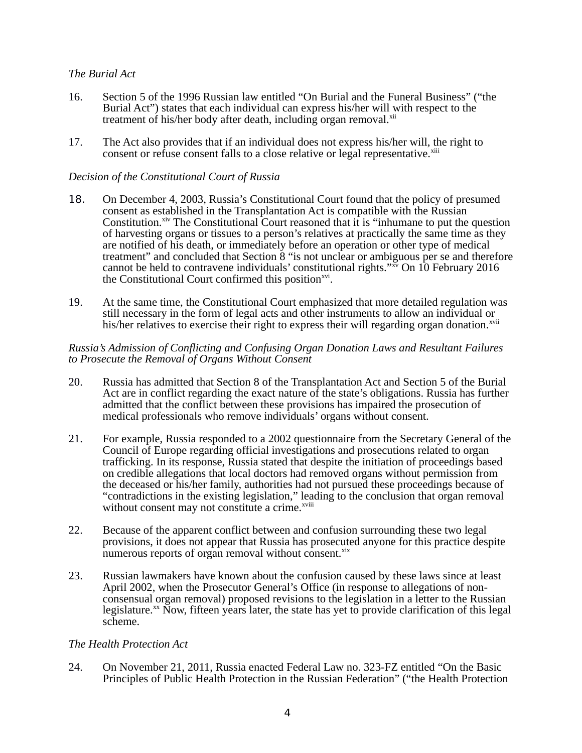*The Burial Act*

16. Section 5 of the 1996 Russian law entitled “On Burial and the Funeral Business” (“the Burial Act”) states that each individual can express his/her will with respect to the treatment of his/her body after death, including organ removal.[xii]

17. The Act also provides that if an individual does not express his/her will, the right to consent or refuse consent falls to a close relative or legal representative.[xiii]

*Decision of the Constitutional Court of Russia*

18. On December 4, 2003, Russia’s Constitutional Court found that the policy of presumed consent as established in the Transplantation Act is compatible with the Russian Constitution.[xiv] The Constitutional Court reasoned that it is “inhumane to put the question of harvesting organs or tissues to a person’s relatives at practically the same time as they are notified of his death, or immediately before an operation or other type of medical treatment” and concluded that Section 8 “is not unclear or ambiguous per se and therefore cannot be held to contravene individuals’ constitutional rights.”[xv] On 10 February 2016 the Constitutional Court confirmed this position[xvi].

19. At the same time, the Constitutional Court emphasized that more detailed regulation was still necessary in the form of legal acts and other instruments to allow an individual or his/her relatives to exercise their right to express their will regarding organ donation.[xvii]

*Russia’s Admission of Conflicting and Confusing Organ Donation Laws and Resultant Failures to Prosecute the Removal of Organs Without Consent*

20. Russia has admitted that Section 8 of the Transplantation Act and Section 5 of the Burial Act are in conflict regarding the exact nature of the state’s obligations. Russia has further admitted that the conflict between these provisions has impaired the prosecution of medical professionals who remove individuals’ organs without consent.

21. For example, Russia responded to a 2002 questionnaire from the Secretary General of the Council of Europe regarding official investigations and prosecutions related to organ trafficking. In its response, Russia stated that despite the initiation of proceedings based on credible allegations that local doctors had removed organs without permission from the deceased or his/her family, authorities had not pursued these proceedings because of “contradictions in the existing legislation,” leading to the conclusion that organ removal without consent may not constitute a crime.[xviii]

22. Because of the apparent conflict between and confusion surrounding these two legal provisions, it does not appear that Russia has prosecuted anyone for this practice despite numerous reports of organ removal without consent.[xix]

23. Russian lawmakers have known about the confusion caused by these laws since at least April 2002, when the Prosecutor General’s Office (in response to allegations of non-consensual organ removal) proposed revisions to the legislation in a letter to the Russian legislature.[xx] Now, fifteen years later, the state has yet to provide clarification of this legal scheme.

*The Health Protection Act*

24. On November 21, 2011, Russia enacted Federal Law no. 323-FZ entitled “On the Basic Principles of Public Health Protection in the Russian Federation” (“the Health Protection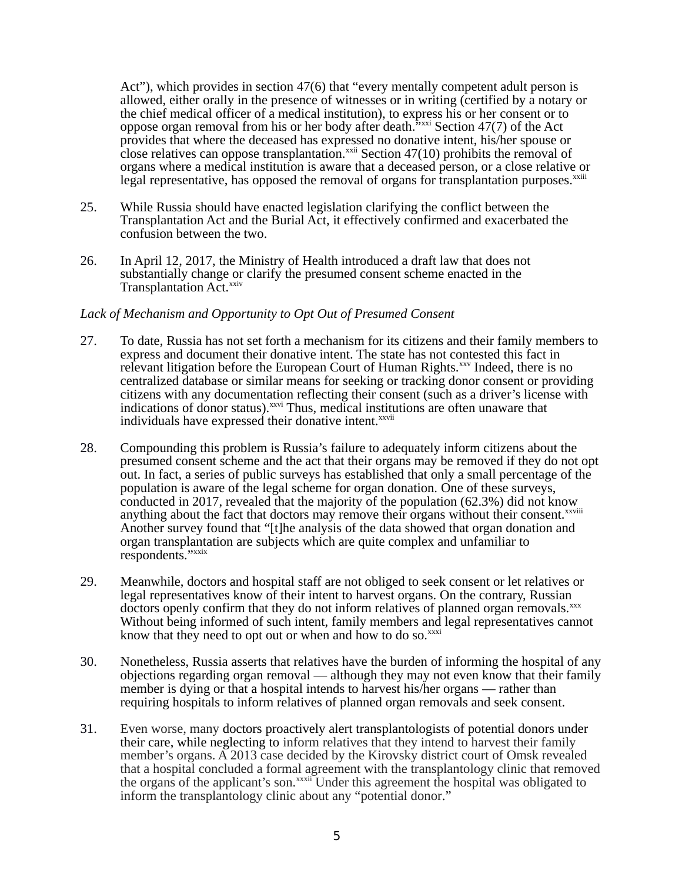Act"), which provides in section 47(6) that "every mentally competent adult person is allowed, either orally in the presence of witnesses or in writing (certified by a notary or the chief medical officer of a medical institution), to express his or her consent or to oppose organ removal from his or her body after death."[xxi] Section 47(7) of the Act provides that where the deceased has expressed no donative intent, his/her spouse or close relatives can oppose transplantation.[xxii] Section 47(10) prohibits the removal of organs where a medical institution is aware that a deceased person, or a close relative or legal representative, has opposed the removal of organs for transplantation purposes.[xxiii]

25. While Russia should have enacted legislation clarifying the conflict between the Transplantation Act and the Burial Act, it effectively confirmed and exacerbated the confusion between the two.

26. In April 12, 2017, the Ministry of Health introduced a draft law that does not substantially change or clarify the presumed consent scheme enacted in the Transplantation Act.[xxiv]

*Lack of Mechanism and Opportunity to Opt Out of Presumed Consent*

27. To date, Russia has not set forth a mechanism for its citizens and their family members to express and document their donative intent. The state has not contested this fact in relevant litigation before the European Court of Human Rights.[xxv] Indeed, there is no centralized database or similar means for seeking or tracking donor consent or providing citizens with any documentation reflecting their consent (such as a driver's license with indications of donor status).[xxvi] Thus, medical institutions are often unaware that individuals have expressed their donative intent.[xxvii]

28. Compounding this problem is Russia's failure to adequately inform citizens about the presumed consent scheme and the act that their organs may be removed if they do not opt out. In fact, a series of public surveys has established that only a small percentage of the population is aware of the legal scheme for organ donation. One of these surveys, conducted in 2017, revealed that the majority of the population (62.3%) did not know anything about the fact that doctors may remove their organs without their consent.[xxviii] Another survey found that "[t]he analysis of the data showed that organ donation and organ transplantation are subjects which are quite complex and unfamiliar to respondents."[xxix]

29. Meanwhile, doctors and hospital staff are not obliged to seek consent or let relatives or legal representatives know of their intent to harvest organs. On the contrary, Russian doctors openly confirm that they do not inform relatives of planned organ removals.[xxx] Without being informed of such intent, family members and legal representatives cannot know that they need to opt out or when and how to do so.[xxxi]

30. Nonetheless, Russia asserts that relatives have the burden of informing the hospital of any objections regarding organ removal — although they may not even know that their family member is dying or that a hospital intends to harvest his/her organs — rather than requiring hospitals to inform relatives of planned organ removals and seek consent.

31. Even worse, many doctors proactively alert transplantologists of potential donors under their care, while neglecting to inform relatives that they intend to harvest their family member's organs. A 2013 case decided by the Kirovsky district court of Omsk revealed that a hospital concluded a formal agreement with the transplantology clinic that removed the organs of the applicant's son.[xxxii] Under this agreement the hospital was obligated to inform the transplantology clinic about any "potential donor."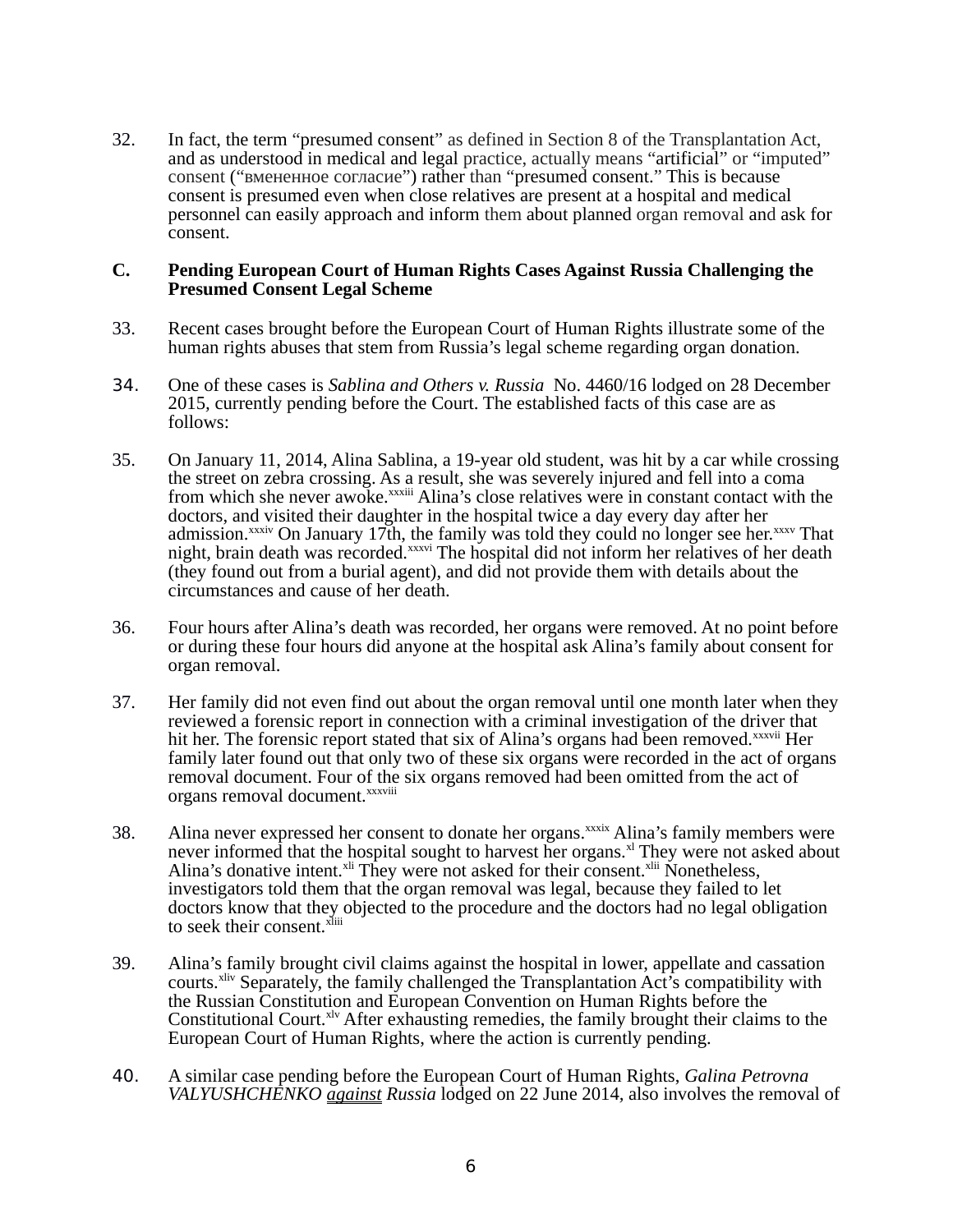32. In fact, the term "presumed consent" as defined in Section 8 of the Transplantation Act, and as understood in medical and legal practice, actually means "artificial" or "imputed" consent ("вмененное согласие") rather than "presumed consent." This is because consent is presumed even when close relatives are present at a hospital and medical personnel can easily approach and inform them about planned organ removal and ask for consent.

## C. Pending European Court of Human Rights Cases Against Russia Challenging the Presumed Consent Legal Scheme

33. Recent cases brought before the European Court of Human Rights illustrate some of the human rights abuses that stem from Russia's legal scheme regarding organ donation.

34. One of these cases is *Sablina and Others v. Russia* No. 4460/16 lodged on 28 December 2015, currently pending before the Court. The established facts of this case are as follows:

35. On January 11, 2014, Alina Sablina, a 19-year old student, was hit by a car while crossing the street on zebra crossing. As a result, she was severely injured and fell into a coma from which she never awoke.[xxxiii] Alina's close relatives were in constant contact with the doctors, and visited their daughter in the hospital twice a day every day after her admission.[xxxiv] On January 17th, the family was told they could no longer see her.[xxxv] That night, brain death was recorded.[xxxvi] The hospital did not inform her relatives of her death (they found out from a burial agent), and did not provide them with details about the circumstances and cause of her death.

36. Four hours after Alina's death was recorded, her organs were removed. At no point before or during these four hours did anyone at the hospital ask Alina's family about consent for organ removal.

37. Her family did not even find out about the organ removal until one month later when they reviewed a forensic report in connection with a criminal investigation of the driver that hit her. The forensic report stated that six of Alina's organs had been removed.[xxxvii] Her family later found out that only two of these six organs were recorded in the act of organs removal document. Four of the six organs removed had been omitted from the act of organs removal document.[xxxviii]

38. Alina never expressed her consent to donate her organs.[xxxix] Alina's family members were never informed that the hospital sought to harvest her organs.[xl] They were not asked about Alina's donative intent.[xli] They were not asked for their consent.[xlii] Nonetheless, investigators told them that the organ removal was legal, because they failed to let doctors know that they objected to the procedure and the doctors had no legal obligation to seek their consent.[xliii]

39. Alina's family brought civil claims against the hospital in lower, appellate and cassation courts.[xliv] Separately, the family challenged the Transplantation Act's compatibility with the Russian Constitution and European Convention on Human Rights before the Constitutional Court.[xlv] After exhausting remedies, the family brought their claims to the European Court of Human Rights, where the action is currently pending.

40. A similar case pending before the European Court of Human Rights, *Galina Petrovna VALYUSHCHENKO against Russia* lodged on 22 June 2014, also involves the removal of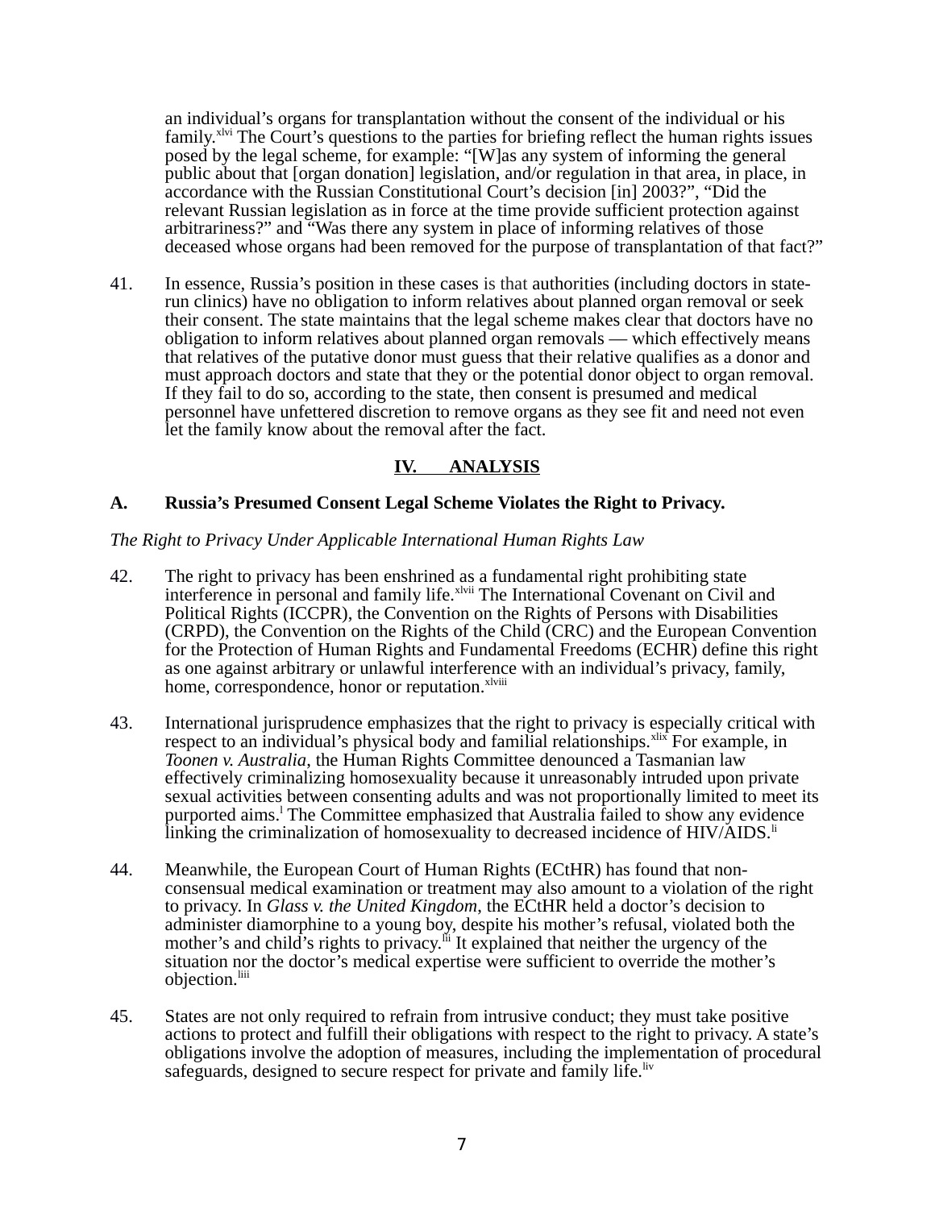an individual's organs for transplantation without the consent of the individual or his family.[xlvi] The Court's questions to the parties for briefing reflect the human rights issues posed by the legal scheme, for example: "[W]as any system of informing the general public about that [organ donation] legislation, and/or regulation in that area, in place, in accordance with the Russian Constitutional Court's decision [in] 2003?", "Did the relevant Russian legislation as in force at the time provide sufficient protection against arbitrariness?" and "Was there any system in place of informing relatives of those deceased whose organs had been removed for the purpose of transplantation of that fact?"

41. In essence, Russia's position in these cases is that authorities (including doctors in state-run clinics) have no obligation to inform relatives about planned organ removal or seek their consent. The state maintains that the legal scheme makes clear that doctors have no obligation to inform relatives about planned organ removals — which effectively means that relatives of the putative donor must guess that their relative qualifies as a donor and must approach doctors and state that they or the potential donor object to organ removal. If they fail to do so, according to the state, then consent is presumed and medical personnel have unfettered discretion to remove organs as they see fit and need not even let the family know about the removal after the fact.

## IV. ANALYSIS

### A. Russia's Presumed Consent Legal Scheme Violates the Right to Privacy.

*The Right to Privacy Under Applicable International Human Rights Law*

42. The right to privacy has been enshrined as a fundamental right prohibiting state interference in personal and family life.[xlvii] The International Covenant on Civil and Political Rights (ICCPR), the Convention on the Rights of Persons with Disabilities (CRPD), the Convention on the Rights of the Child (CRC) and the European Convention for the Protection of Human Rights and Fundamental Freedoms (ECHR) define this right as one against arbitrary or unlawful interference with an individual's privacy, family, home, correspondence, honor or reputation.[xlviii]

43. International jurisprudence emphasizes that the right to privacy is especially critical with respect to an individual's physical body and familial relationships.[xlix] For example, in *Toonen v. Australia*, the Human Rights Committee denounced a Tasmanian law effectively criminalizing homosexuality because it unreasonably intruded upon private sexual activities between consenting adults and was not proportionally limited to meet its purported aims.[l] The Committee emphasized that Australia failed to show any evidence linking the criminalization of homosexuality to decreased incidence of HIV/AIDS.[li]

44. Meanwhile, the European Court of Human Rights (ECtHR) has found that non-consensual medical examination or treatment may also amount to a violation of the right to privacy. In *Glass v. the United Kingdom*, the ECtHR held a doctor's decision to administer diamorphine to a young boy, despite his mother's refusal, violated both the mother's and child's rights to privacy.[lii] It explained that neither the urgency of the situation nor the doctor's medical expertise were sufficient to override the mother's objection.[liii]

45. States are not only required to refrain from intrusive conduct; they must take positive actions to protect and fulfill their obligations with respect to the right to privacy. A state's obligations involve the adoption of measures, including the implementation of procedural safeguards, designed to secure respect for private and family life.[liv]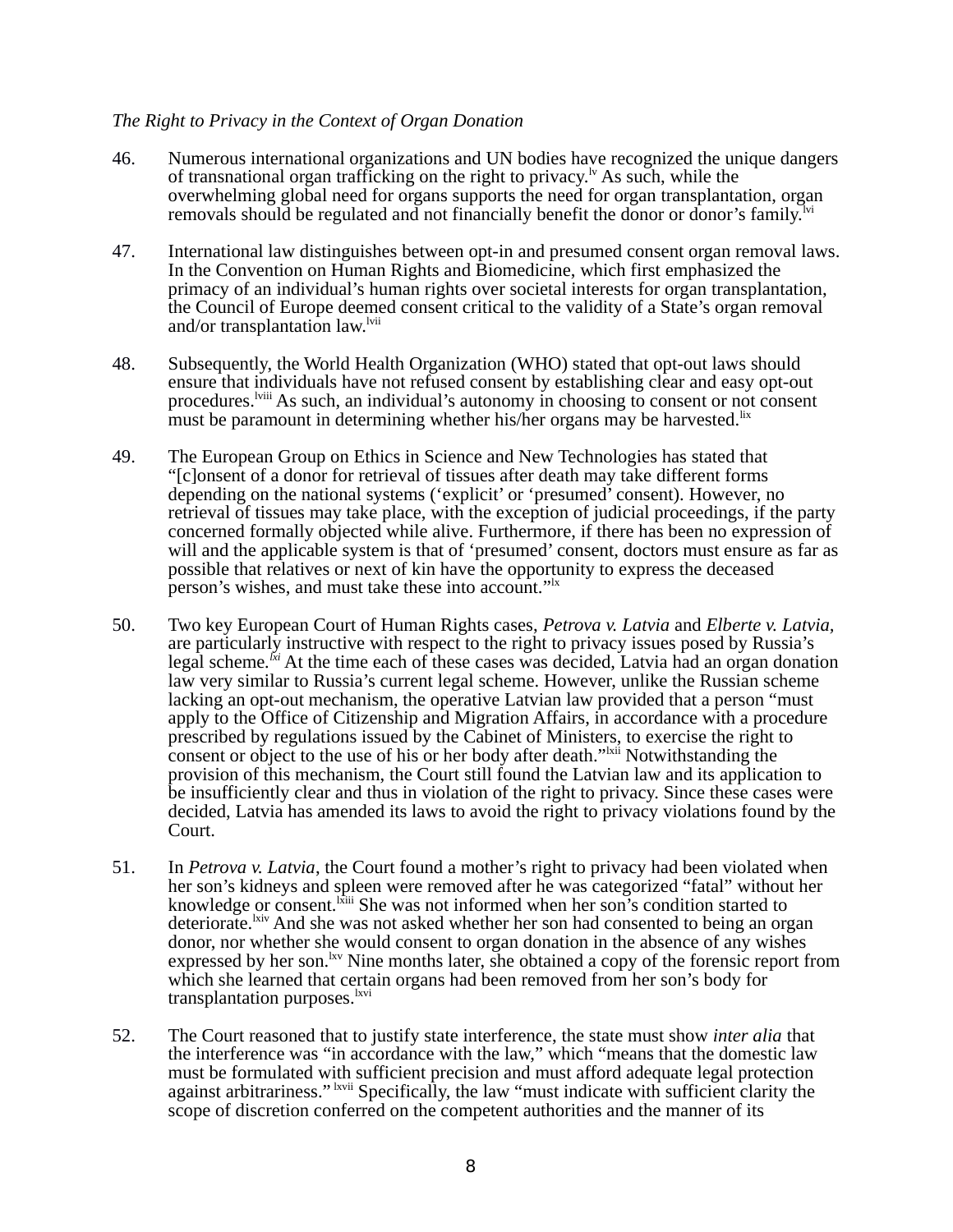*The Right to Privacy in the Context of Organ Donation*

46. Numerous international organizations and UN bodies have recognized the unique dangers of transnational organ trafficking on the right to privacy.[lv] As such, while the overwhelming global need for organs supports the need for organ transplantation, organ removals should be regulated and not financially benefit the donor or donor's family.[lvi]

47. International law distinguishes between opt-in and presumed consent organ removal laws. In the Convention on Human Rights and Biomedicine, which first emphasized the primacy of an individual's human rights over societal interests for organ transplantation, the Council of Europe deemed consent critical to the validity of a State's organ removal and/or transplantation law.[lvii]

48. Subsequently, the World Health Organization (WHO) stated that opt-out laws should ensure that individuals have not refused consent by establishing clear and easy opt-out procedures.[lviii] As such, an individual's autonomy in choosing to consent or not consent must be paramount in determining whether his/her organs may be harvested.[lix]

49. The European Group on Ethics in Science and New Technologies has stated that "[c]onsent of a donor for retrieval of tissues after death may take different forms depending on the national systems ('explicit' or 'presumed' consent). However, no retrieval of tissues may take place, with the exception of judicial proceedings, if the party concerned formally objected while alive. Furthermore, if there has been no expression of will and the applicable system is that of 'presumed' consent, doctors must ensure as far as possible that relatives or next of kin have the opportunity to express the deceased person's wishes, and must take these into account."[lx]

50. Two key European Court of Human Rights cases, *Petrova v. Latvia* and *Elberte v. Latvia*, are particularly instructive with respect to the right to privacy issues posed by Russia's legal scheme.[lxi] At the time each of these cases was decided, Latvia had an organ donation law very similar to Russia's current legal scheme. However, unlike the Russian scheme lacking an opt-out mechanism, the operative Latvian law provided that a person "must apply to the Office of Citizenship and Migration Affairs, in accordance with a procedure prescribed by regulations issued by the Cabinet of Ministers, to exercise the right to consent or object to the use of his or her body after death."[lxii] Notwithstanding the provision of this mechanism, the Court still found the Latvian law and its application to be insufficiently clear and thus in violation of the right to privacy. Since these cases were decided, Latvia has amended its laws to avoid the right to privacy violations found by the Court.

51. In *Petrova v. Latvia*, the Court found a mother's right to privacy had been violated when her son's kidneys and spleen were removed after he was categorized "fatal" without her knowledge or consent.[lxiii] She was not informed when her son's condition started to deteriorate.[lxiv] And she was not asked whether her son had consented to being an organ donor, nor whether she would consent to organ donation in the absence of any wishes expressed by her son.[lxv] Nine months later, she obtained a copy of the forensic report from which she learned that certain organs had been removed from her son's body for transplantation purposes.[lxvi]

52. The Court reasoned that to justify state interference, the state must show *inter alia* that the interference was "in accordance with the law," which "means that the domestic law must be formulated with sufficient precision and must afford adequate legal protection against arbitrariness." [lxvii] Specifically, the law "must indicate with sufficient clarity the scope of discretion conferred on the competent authorities and the manner of its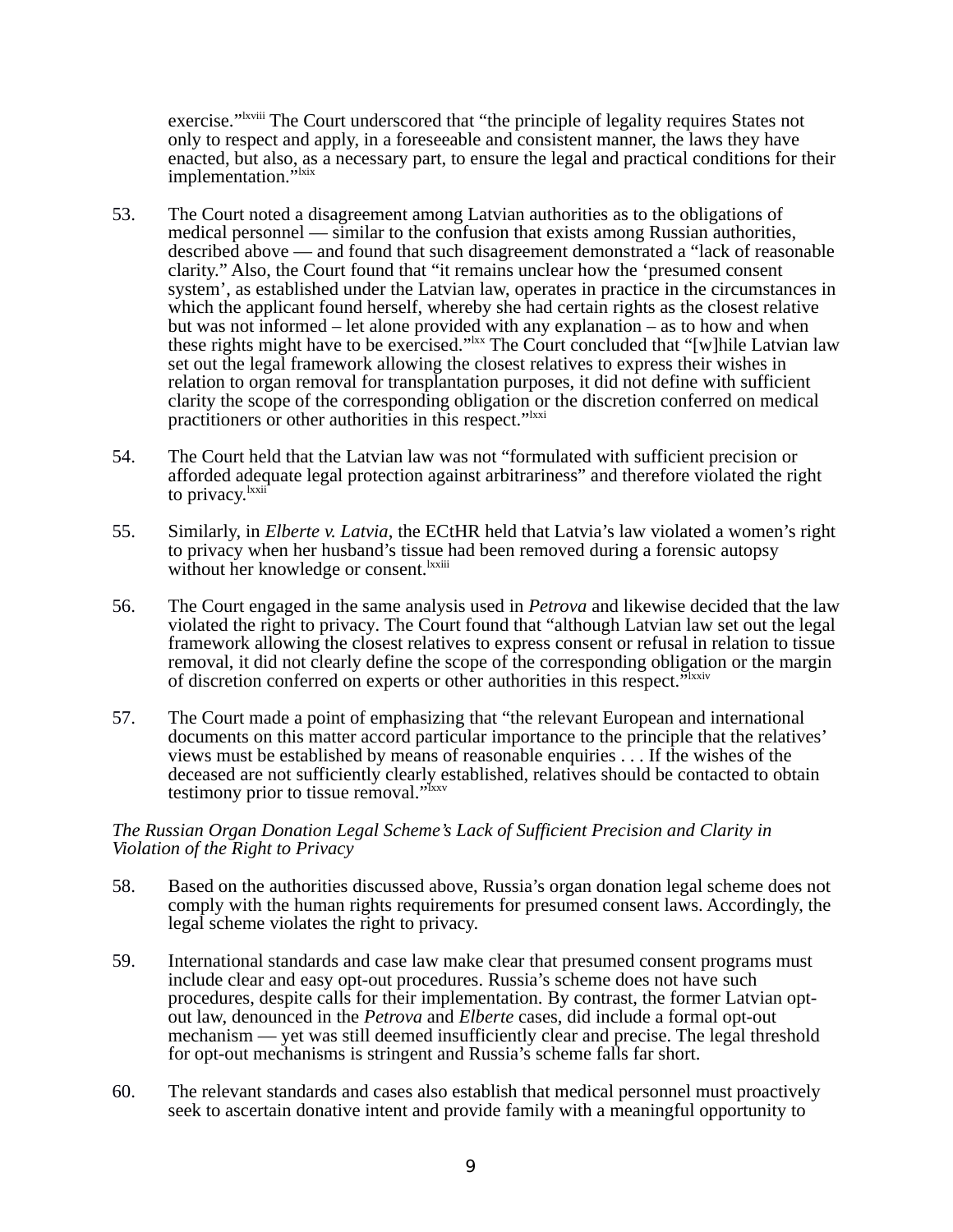exercise."[lxviii] The Court underscored that "the principle of legality requires States not only to respect and apply, in a foreseeable and consistent manner, the laws they have enacted, but also, as a necessary part, to ensure the legal and practical conditions for their implementation."[lxix]

53. The Court noted a disagreement among Latvian authorities as to the obligations of medical personnel — similar to the confusion that exists among Russian authorities, described above — and found that such disagreement demonstrated a "lack of reasonable clarity." Also, the Court found that "it remains unclear how the 'presumed consent system', as established under the Latvian law, operates in practice in the circumstances in which the applicant found herself, whereby she had certain rights as the closest relative but was not informed – let alone provided with any explanation – as to how and when these rights might have to be exercised."[lxx] The Court concluded that "[w]hile Latvian law set out the legal framework allowing the closest relatives to express their wishes in relation to organ removal for transplantation purposes, it did not define with sufficient clarity the scope of the corresponding obligation or the discretion conferred on medical practitioners or other authorities in this respect."[lxxi]

54. The Court held that the Latvian law was not "formulated with sufficient precision or afforded adequate legal protection against arbitrariness" and therefore violated the right to privacy.[lxxii]

55. Similarly, in *Elberte v. Latvia*, the ECtHR held that Latvia's law violated a women's right to privacy when her husband's tissue had been removed during a forensic autopsy without her knowledge or consent.[lxxiii]

56. The Court engaged in the same analysis used in *Petrova* and likewise decided that the law violated the right to privacy. The Court found that "although Latvian law set out the legal framework allowing the closest relatives to express consent or refusal in relation to tissue removal, it did not clearly define the scope of the corresponding obligation or the margin of discretion conferred on experts or other authorities in this respect."[lxxiv]

57. The Court made a point of emphasizing that "the relevant European and international documents on this matter accord particular importance to the principle that the relatives' views must be established by means of reasonable enquiries . . . If the wishes of the deceased are not sufficiently clearly established, relatives should be contacted to obtain testimony prior to tissue removal."[lxxv]

*The Russian Organ Donation Legal Scheme's Lack of Sufficient Precision and Clarity in Violation of the Right to Privacy*

58. Based on the authorities discussed above, Russia's organ donation legal scheme does not comply with the human rights requirements for presumed consent laws. Accordingly, the legal scheme violates the right to privacy.

59. International standards and case law make clear that presumed consent programs must include clear and easy opt-out procedures. Russia's scheme does not have such procedures, despite calls for their implementation. By contrast, the former Latvian opt-out law, denounced in the *Petrova* and *Elberte* cases, did include a formal opt-out mechanism — yet was still deemed insufficiently clear and precise. The legal threshold for opt-out mechanisms is stringent and Russia's scheme falls far short.

60. The relevant standards and cases also establish that medical personnel must proactively seek to ascertain donative intent and provide family with a meaningful opportunity to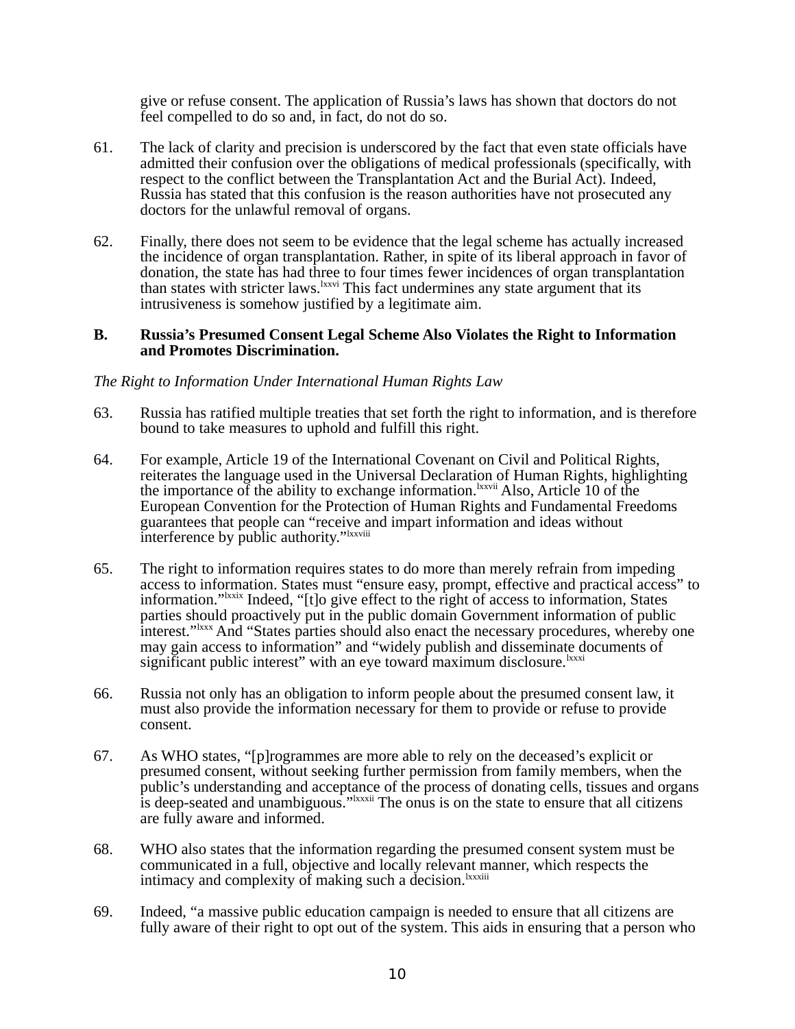give or refuse consent. The application of Russia's laws has shown that doctors do not feel compelled to do so and, in fact, do not do so.

61. The lack of clarity and precision is underscored by the fact that even state officials have admitted their confusion over the obligations of medical professionals (specifically, with respect to the conflict between the Transplantation Act and the Burial Act). Indeed, Russia has stated that this confusion is the reason authorities have not prosecuted any doctors for the unlawful removal of organs.

62. Finally, there does not seem to be evidence that the legal scheme has actually increased the incidence of organ transplantation. Rather, in spite of its liberal approach in favor of donation, the state has had three to four times fewer incidences of organ transplantation than states with stricter laws.[lxxvi] This fact undermines any state argument that its intrusiveness is somehow justified by a legitimate aim.

### B. Russia's Presumed Consent Legal Scheme Also Violates the Right to Information and Promotes Discrimination.

*The Right to Information Under International Human Rights Law*

63. Russia has ratified multiple treaties that set forth the right to information, and is therefore bound to take measures to uphold and fulfill this right.

64. For example, Article 19 of the International Covenant on Civil and Political Rights, reiterates the language used in the Universal Declaration of Human Rights, highlighting the importance of the ability to exchange information.[lxxvii] Also, Article 10 of the European Convention for the Protection of Human Rights and Fundamental Freedoms guarantees that people can "receive and impart information and ideas without interference by public authority."[lxxviii]

65. The right to information requires states to do more than merely refrain from impeding access to information. States must "ensure easy, prompt, effective and practical access" to information."[lxxix] Indeed, "[t]o give effect to the right of access to information, States parties should proactively put in the public domain Government information of public interest."[lxxx] And "States parties should also enact the necessary procedures, whereby one may gain access to information" and "widely publish and disseminate documents of significant public interest" with an eye toward maximum disclosure.[lxxxi]

66. Russia not only has an obligation to inform people about the presumed consent law, it must also provide the information necessary for them to provide or refuse to provide consent.

67. As WHO states, "[p]rogrammes are more able to rely on the deceased's explicit or presumed consent, without seeking further permission from family members, when the public's understanding and acceptance of the process of donating cells, tissues and organs is deep-seated and unambiguous."[lxxxii] The onus is on the state to ensure that all citizens are fully aware and informed.

68. WHO also states that the information regarding the presumed consent system must be communicated in a full, objective and locally relevant manner, which respects the intimacy and complexity of making such a decision.[lxxxiii]

69. Indeed, "a massive public education campaign is needed to ensure that all citizens are fully aware of their right to opt out of the system. This aids in ensuring that a person who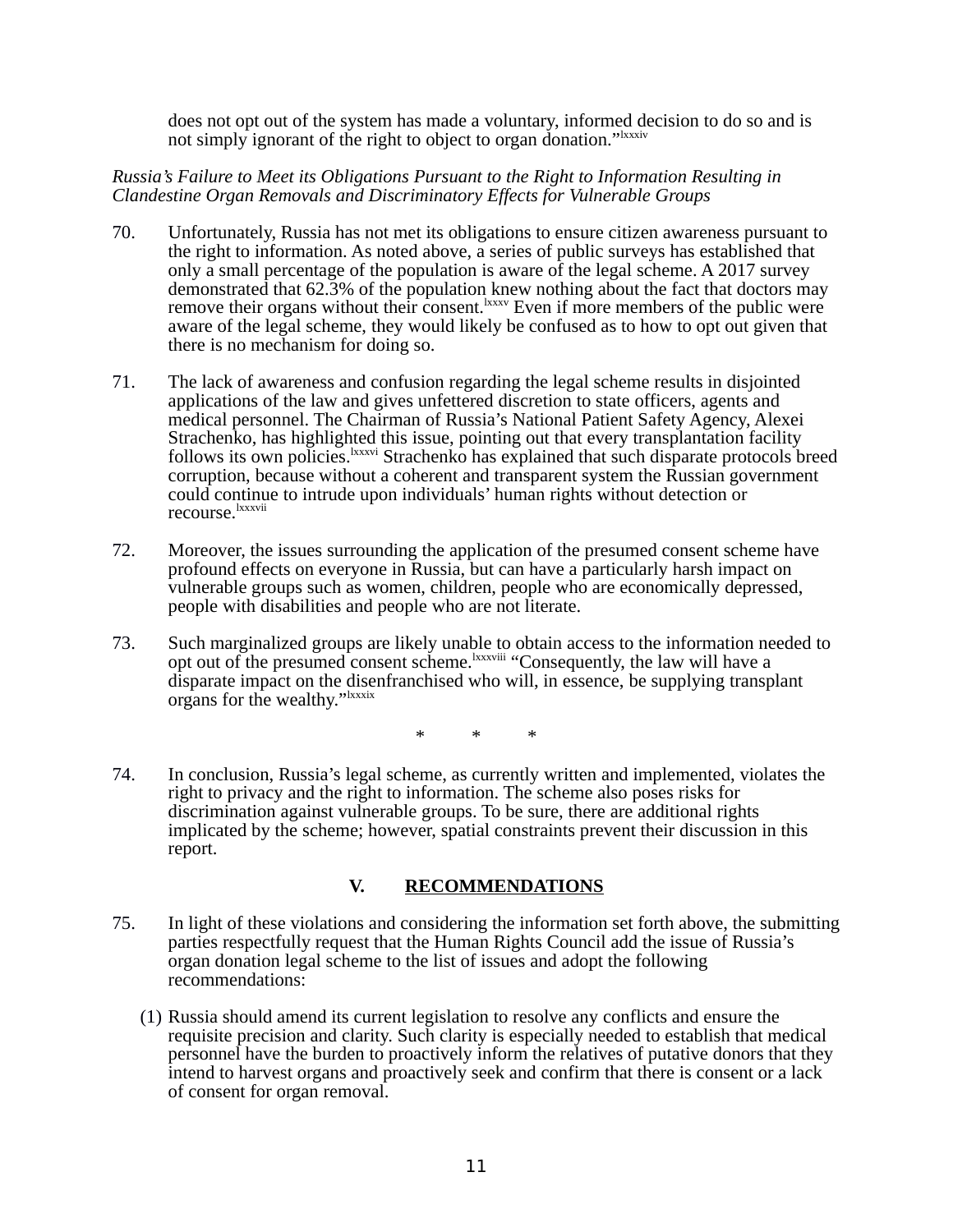does not opt out of the system has made a voluntary, informed decision to do so and is not simply ignorant of the right to object to organ donation."[lxxxiv]

*Russia's Failure to Meet its Obligations Pursuant to the Right to Information Resulting in Clandestine Organ Removals and Discriminatory Effects for Vulnerable Groups*

70. Unfortunately, Russia has not met its obligations to ensure citizen awareness pursuant to the right to information. As noted above, a series of public surveys has established that only a small percentage of the population is aware of the legal scheme. A 2017 survey demonstrated that 62.3% of the population knew nothing about the fact that doctors may remove their organs without their consent.[lxxxv] Even if more members of the public were aware of the legal scheme, they would likely be confused as to how to opt out given that there is no mechanism for doing so.

71. The lack of awareness and confusion regarding the legal scheme results in disjointed applications of the law and gives unfettered discretion to state officers, agents and medical personnel. The Chairman of Russia's National Patient Safety Agency, Alexei Strachenko, has highlighted this issue, pointing out that every transplantation facility follows its own policies.[lxxxvi] Strachenko has explained that such disparate protocols breed corruption, because without a coherent and transparent system the Russian government could continue to intrude upon individuals' human rights without detection or recourse.[lxxxvii]

72. Moreover, the issues surrounding the application of the presumed consent scheme have profound effects on everyone in Russia, but can have a particularly harsh impact on vulnerable groups such as women, children, people who are economically depressed, people with disabilities and people who are not literate.

73. Such marginalized groups are likely unable to obtain access to the information needed to opt out of the presumed consent scheme.[lxxxviii] "Consequently, the law will have a disparate impact on the disenfranchised who will, in essence, be supplying transplant organs for the wealthy."[lxxxix]

\* \* \*

74. In conclusion, Russia's legal scheme, as currently written and implemented, violates the right to privacy and the right to information. The scheme also poses risks for discrimination against vulnerable groups. To be sure, there are additional rights implicated by the scheme; however, spatial constraints prevent their discussion in this report.

## V. RECOMMENDATIONS

75. In light of these violations and considering the information set forth above, the submitting parties respectfully request that the Human Rights Council add the issue of Russia's organ donation legal scheme to the list of issues and adopt the following recommendations:

(1) Russia should amend its current legislation to resolve any conflicts and ensure the requisite precision and clarity. Such clarity is especially needed to establish that medical personnel have the burden to proactively inform the relatives of putative donors that they intend to harvest organs and proactively seek and confirm that there is consent or a lack of consent for organ removal.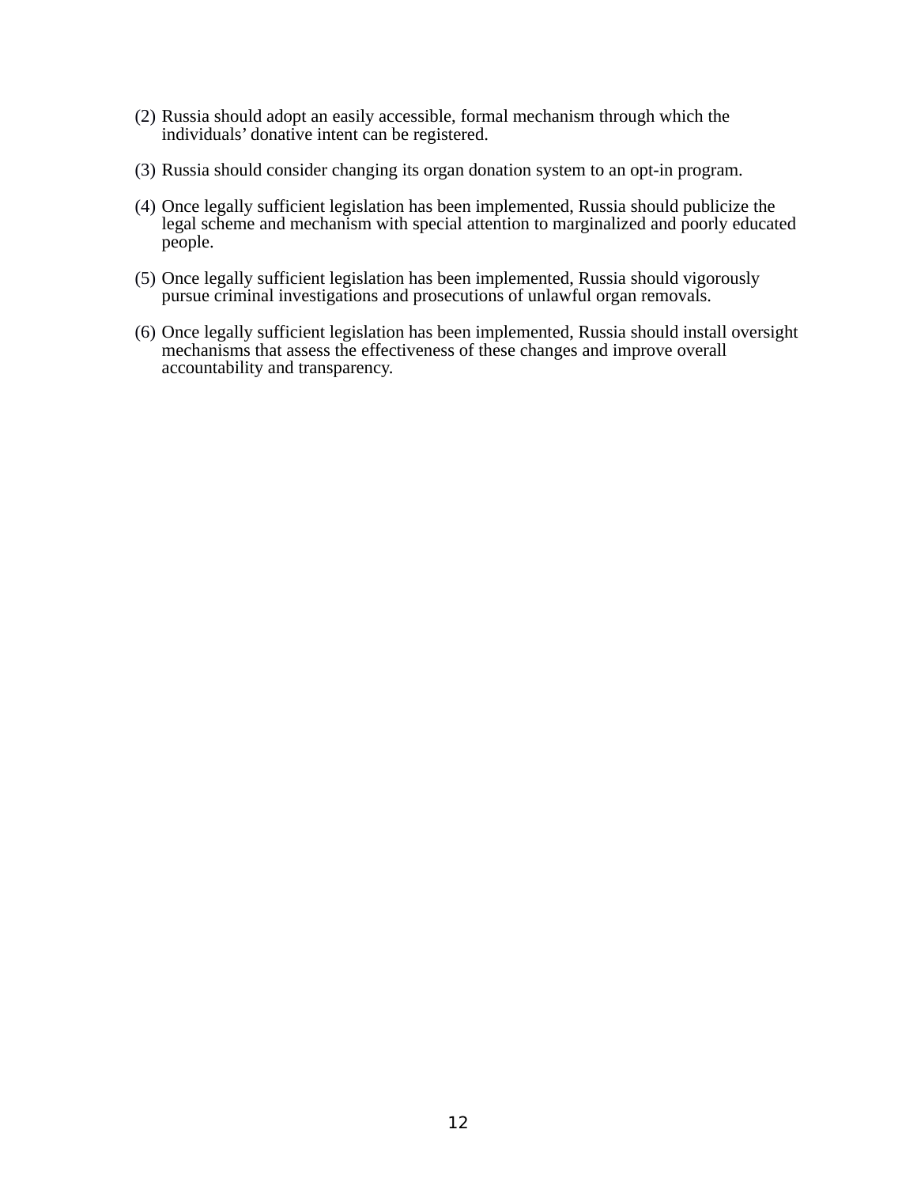(2) Russia should adopt an easily accessible, formal mechanism through which the individuals' donative intent can be registered.

(3) Russia should consider changing its organ donation system to an opt-in program.

(4) Once legally sufficient legislation has been implemented, Russia should publicize the legal scheme and mechanism with special attention to marginalized and poorly educated people.

(5) Once legally sufficient legislation has been implemented, Russia should vigorously pursue criminal investigations and prosecutions of unlawful organ removals.

(6) Once legally sufficient legislation has been implemented, Russia should install oversight mechanisms that assess the effectiveness of these changes and improve overall accountability and transparency.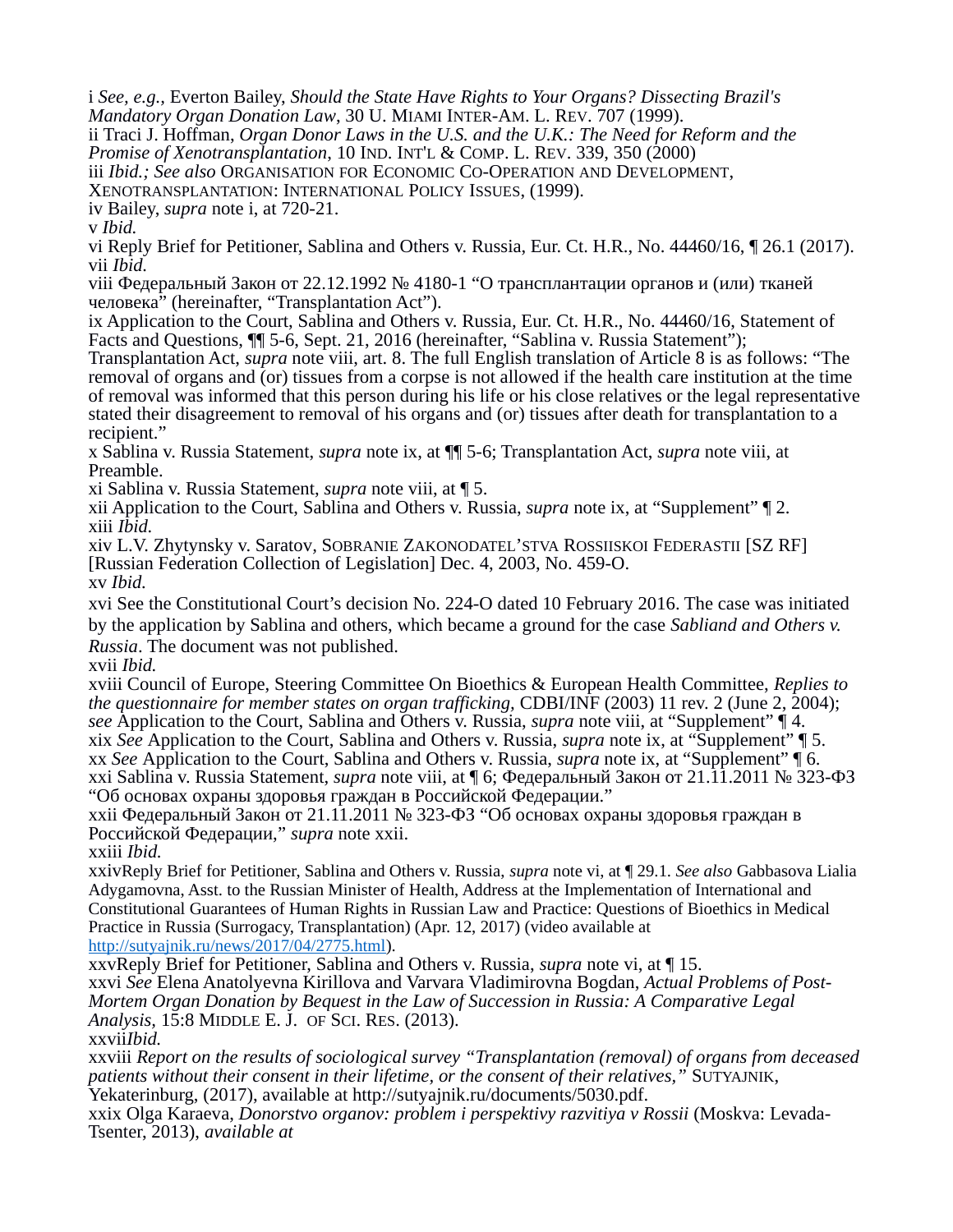i *See, e.g.*, Everton Bailey, *Should the State Have Rights to Your Organs? Dissecting Brazil's Mandatory Organ Donation Law*, 30 U. MIAMI INTER-AM. L. REV. 707 (1999).
ii Traci J. Hoffman, *Organ Donor Laws in the U.S. and the U.K.: The Need for Reform and the Promise of Xenotransplantation*, 10 IND. INT'L & COMP. L. REV. 339, 350 (2000)
iii *Ibid.; See also* ORGANISATION FOR ECONOMIC CO-OPERATION AND DEVELOPMENT, XENOTRANSPLANTATION: INTERNATIONAL POLICY ISSUES, (1999).
iv Bailey, *supra* note i, at 720-21.
v *Ibid.*
vi Reply Brief for Petitioner, Sablina and Others v. Russia, Eur. Ct. H.R., No. 44460/16, ¶ 26.1 (2017).
vii *Ibid.*
viii Федеральный Закон от 22.12.1992 № 4180-1 "О трансплантации органов и (или) тканей человека" (hereinafter, "Transplantation Act").
ix Application to the Court, Sablina and Others v. Russia, Eur. Ct. H.R., No. 44460/16, Statement of Facts and Questions, ¶¶ 5-6, Sept. 21, 2016 (hereinafter, "Sablina v. Russia Statement"); Transplantation Act, *supra* note viii, art. 8. The full English translation of Article 8 is as follows: "The removal of organs and (or) tissues from a corpse is not allowed if the health care institution at the time of removal was informed that this person during his life or his close relatives or the legal representative stated their disagreement to removal of his organs and (or) tissues after death for transplantation to a recipient."
x Sablina v. Russia Statement, *supra* note ix, at ¶¶ 5-6; Transplantation Act, *supra* note viii, at Preamble.
xi Sablina v. Russia Statement, *supra* note viii, at ¶ 5.
xii Application to the Court, Sablina and Others v. Russia, *supra* note ix, at "Supplement" ¶ 2.
xiii *Ibid.*
xiv L.V. Zhytynsky v. Saratov, SOBRANIE ZAKONODATEL'STVA ROSSIISKOI FEDERASTII [SZ RF] [Russian Federation Collection of Legislation] Dec. 4, 2003, No. 459-O.
xv *Ibid.*
xvi See the Constitutional Court's decision No. 224-O dated 10 February 2016. The case was initiated by the application by Sablina and others, which became a ground for the case *Sabliand and Others v. Russia*. The document was not published.
xvii *Ibid.*
xviii Council of Europe, Steering Committee On Bioethics & European Health Committee, *Replies to the questionnaire for member states on organ trafficking*, CDBI/INF (2003) 11 rev. 2 (June 2, 2004); *see* Application to the Court, Sablina and Others v. Russia, *supra* note viii, at "Supplement" ¶ 4.
xix *See* Application to the Court, Sablina and Others v. Russia, *supra* note ix, at "Supplement" ¶ 5.
xx *See* Application to the Court, Sablina and Others v. Russia, *supra* note ix, at "Supplement" ¶ 6.
xxi Sablina v. Russia Statement, *supra* note viii, at ¶ 6; Федеральный Закон от 21.11.2011 № 323-ФЗ "Об основах охраны здоровья граждан в Российской Федерации."
xxii Федеральный Закон от 21.11.2011 № 323-ФЗ "Об основах охраны здоровья граждан в Российской Федерации," *supra* note xxii.
xxiii *Ibid.*
xxivReply Brief for Petitioner, Sablina and Others v. Russia, *supra* note vi, at ¶ 29.1. *See also* Gabbasova Lialia Adygamovna, Asst. to the Russian Minister of Health, Address at the Implementation of International and Constitutional Guarantees of Human Rights in Russian Law and Practice: Questions of Bioethics in Medical Practice in Russia (Surrogacy, Transplantation) (Apr. 12, 2017) (video available at http://sutyajnik.ru/news/2017/04/2775.html).
xxvReply Brief for Petitioner, Sablina and Others v. Russia, *supra* note vi, at ¶ 15.
xxvi *See* Elena Anatolyevna Kirillova and Varvara Vladimirovna Bogdan, *Actual Problems of Post-Mortem Organ Donation by Bequest in the Law of Succession in Russia: A Comparative Legal Analysis*, 15:8 MIDDLE E. J. OF SCI. RES. (2013).
xxvii*Ibid.*
xxviii *Report on the results of sociological survey "Transplantation (removal) of organs from deceased patients without their consent in their lifetime, or the consent of their relatives,"* SUTYAJNIK, Yekaterinburg, (2017), available at http://sutyajnik.ru/documents/5030.pdf.
xxix Olga Karaeva, *Donorstvo organov: problem i perspektivy razvitiya v Rossii* (Moskva: Levada-Tsenter, 2013), *available at*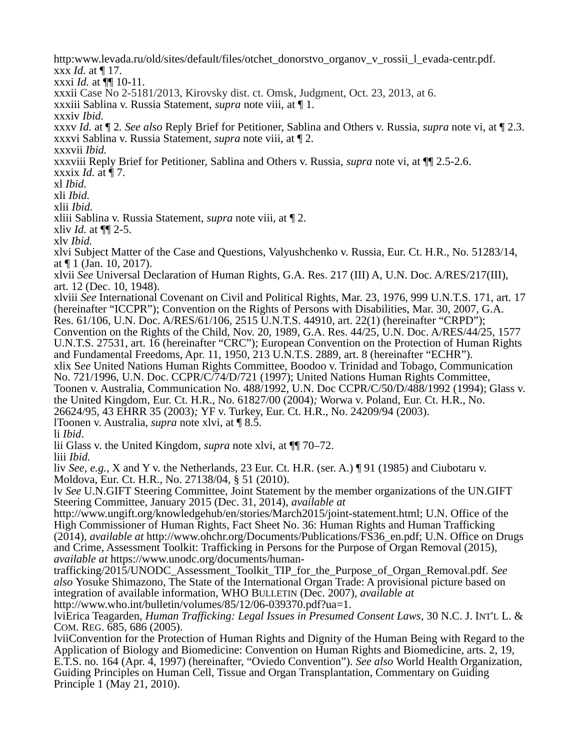http:www.levada.ru/old/sites/default/files/otchet_donorstvo_organov_v_rossii_l_evada-centr.pdf.
xxx *Id.* at ¶ 17.
xxxi *Id.* at ¶¶ 10-11.
xxxii Case No 2-5181/2013, Kirovsky dist. ct. Omsk, Judgment, Oct. 23, 2013, at 6.
xxxiii Sablina v. Russia Statement, *supra* note viii, at ¶ 1.
xxxiv *Ibid.*
xxxv *Id.* at ¶ 2. *See also* Reply Brief for Petitioner, Sablina and Others v. Russia, *supra* note vi, at ¶ 2.3.
xxxvi Sablina v. Russia Statement, *supra* note viii, at ¶ 2.
xxxvii *Ibid.*
xxxviii Reply Brief for Petitioner, Sablina and Others v. Russia, *supra* note vi, at ¶¶ 2.5-2.6.
xxxix *Id.* at ¶ 7.
xl *Ibid.*
xli *Ibid.*
xlii *Ibid.*
xliii Sablina v. Russia Statement, *supra* note viii, at ¶ 2.
xliv *Id.* at ¶¶ 2-5.
xlv *Ibid.*
xlvi Subject Matter of the Case and Questions, Valyushchenko v. Russia, Eur. Ct. H.R., No. 51283/14, at ¶ 1 (Jan. 10, 2017).
xlvii *See* Universal Declaration of Human Rights, G.A. Res. 217 (III) A, U.N. Doc. A/RES/217(III), art. 12 (Dec. 10, 1948).
xlviii *See* International Covenant on Civil and Political Rights, Mar. 23, 1976, 999 U.N.T.S. 171, art. 17 (hereinafter "ICCPR"); Convention on the Rights of Persons with Disabilities, Mar. 30, 2007, G.A. Res. 61/106, U.N. Doc. A/RES/61/106, 2515 U.N.T.S. 44910, art. 22(1) (hereinafter "CRPD"); Convention on the Rights of the Child, Nov. 20, 1989, G.A. Res. 44/25, U.N. Doc. A/RES/44/25, 1577 U.N.T.S. 27531, art. 16 (hereinafter "CRC"); European Convention on the Protection of Human Rights and Fundamental Freedoms, Apr. 11, 1950, 213 U.N.T.S. 2889, art. 8 (hereinafter "ECHR").
xlix S*ee* United Nations Human Rights Committee, Boodoo v. Trinidad and Tobago, Communication No. 721/1996, U.N. Doc. CCPR/C/74/D/721 (1997); United Nations Human Rights Committee, Toonen v. Australia, Communication No. 488/1992, U.N Doc CCPR/C/50/D/488/1992 (1994); Glass v. the United Kingdom, Eur. Ct. H.R., No. 61827/00 (2004)*;* Worwa v. Poland, Eur. Ct. H.R., No. 26624/95, 43 EHRR 35 (2003)*;* YF v. Turkey, Eur. Ct. H.R., No. 24209/94 (2003).
lToonen v. Australia, *supra* note xlvi, at ¶ 8.5.
li *Ibid*.
lii Glass v. the United Kingdom*, supra* note xlvi, at ¶¶ 70–72.
liii *Ibid.*
liv *See, e.g.,* X and Y v. the Netherlands, 23 Eur. Ct. H.R. (ser. A.) ¶ 91 (1985) and Ciubotaru v. Moldova, Eur. Ct. H.R., No. 27138/04, § 51 (2010).
lv *See* U.N.GIFT Steering Committee, Joint Statement by the member organizations of the UN.GIFT Steering Committee, January 2015 (Dec. 31, 2014), *available at* http://www.ungift.org/knowledgehub/en/stories/March2015/joint-statement.html; U.N. Office of the High Commissioner of Human Rights, Fact Sheet No. 36: Human Rights and Human Trafficking (2014), *available at* http://www.ohchr.org/Documents/Publications/FS36_en.pdf; U.N. Office on Drugs and Crime, Assessment Toolkit: Trafficking in Persons for the Purpose of Organ Removal (2015), *available at* https://www.unodc.org/documents/human-trafficking/2015/UNODC_Assessment_Toolkit_TIP_for_the_Purpose_of_Organ_Removal.pdf. *See also* Yosuke Shimazono, The State of the International Organ Trade: A provisional picture based on integration of available information, WHO BULLETIN (Dec. 2007), *available at* http://www.who.int/bulletin/volumes/85/12/06-039370.pdf?ua=1.
lviErica Teagarden, *Human Trafficking: Legal Issues in Presumed Consent Laws*, 30 N.C. J. INT'L L. & COM. REG. 685, 686 (2005).
lviiConvention for the Protection of Human Rights and Dignity of the Human Being with Regard to the Application of Biology and Biomedicine: Convention on Human Rights and Biomedicine, arts. 2, 19, E.T.S. no. 164 (Apr. 4, 1997) (hereinafter, "Oviedo Convention"). *See also* World Health Organization, Guiding Principles on Human Cell, Tissue and Organ Transplantation, Commentary on Guiding Principle 1 (May 21, 2010).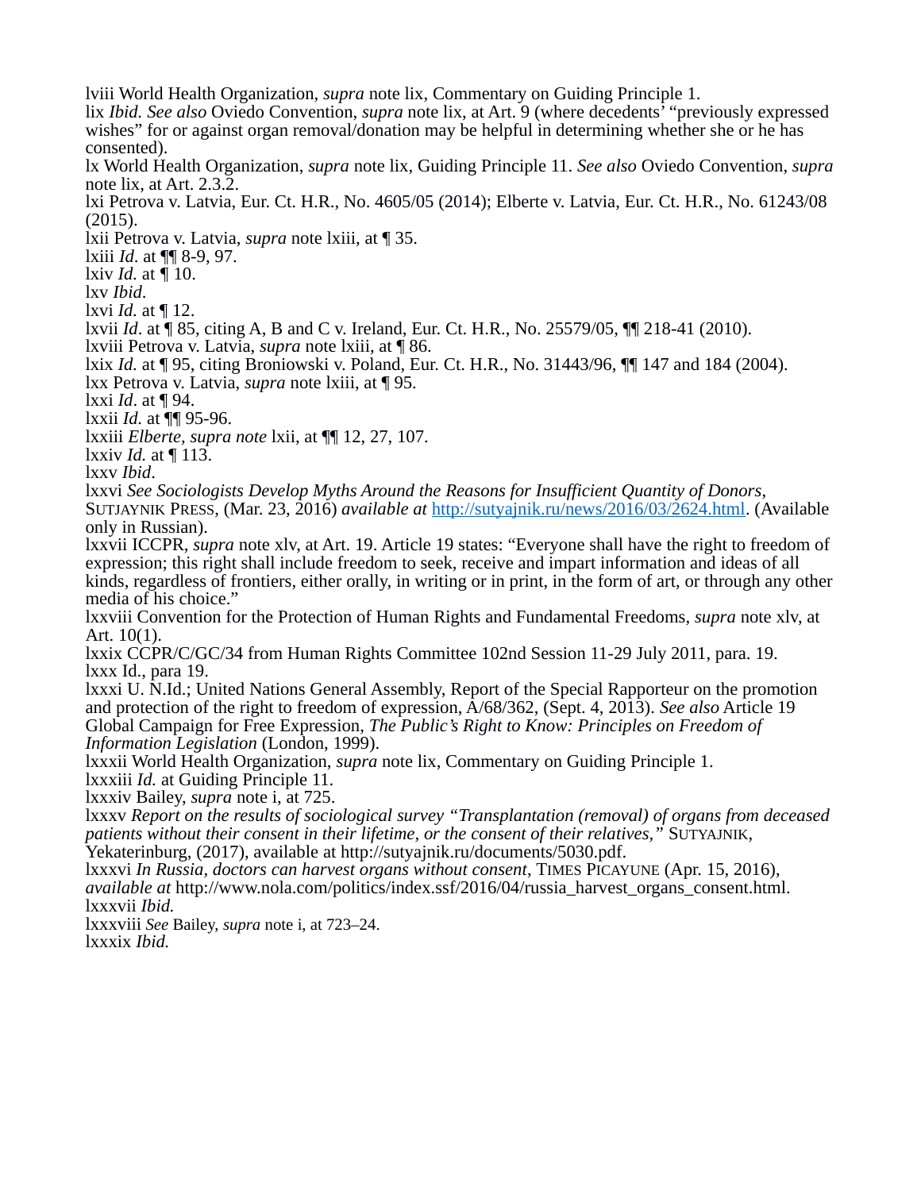lviii World Health Organization, *supra* note lix, Commentary on Guiding Principle 1.

lix *Ibid. See also* Oviedo Convention, *supra* note lix, at Art. 9 (where decedents' "previously expressed wishes" for or against organ removal/donation may be helpful in determining whether she or he has consented).

lx World Health Organization, *supra* note lix, Guiding Principle 11. *See also* Oviedo Convention, *supra* note lix, at Art. 2.3.2.

lxi Petrova v. Latvia, Eur. Ct. H.R., No. 4605/05 (2014); Elberte v. Latvia, Eur. Ct. H.R., No. 61243/08 (2015).

lxii Petrova v. Latvia, *supra* note lxiii, at ¶ 35.

lxiii *Id*. at ¶¶ 8-9, 97.

lxiv *Id.* at ¶ 10.

lxv *Ibid*.

lxvi *Id.* at ¶ 12.

lxvii *Id*. at ¶ 85, citing A, B and C v. Ireland, Eur. Ct. H.R., No. 25579/05, ¶¶ 218-41 (2010).

lxviii Petrova v. Latvia, *supra* note lxiii, at ¶ 86.

lxix *Id.* at ¶ 95, citing Broniowski v. Poland, Eur. Ct. H.R., No. 31443/96, ¶¶ 147 and 184 (2004).

lxx Petrova v. Latvia, *supra* note lxiii, at ¶ 95.

lxxi *Id*. at ¶ 94.

lxxii *Id.* at ¶¶ 95-96.

lxxiii *Elberte, supra note* lxii, at ¶¶ 12, 27, 107.

lxxiv *Id.* at ¶ 113.

lxxv *Ibid*.

lxxvi *See Sociologists Develop Myths Around the Reasons for Insufficient Quantity of Donors*, SUTJAYNIK PRESS, (Mar. 23, 2016) *available at* http://sutyajnik.ru/news/2016/03/2624.html. (Available only in Russian).

lxxvii ICCPR, *supra* note xlv, at Art. 19. Article 19 states: "Everyone shall have the right to freedom of expression; this right shall include freedom to seek, receive and impart information and ideas of all kinds, regardless of frontiers, either orally, in writing or in print, in the form of art, or through any other media of his choice."

lxxviii Convention for the Protection of Human Rights and Fundamental Freedoms, *supra* note xlv, at Art. 10(1).

lxxix CCPR/C/GC/34 from Human Rights Committee 102nd Session 11-29 July 2011, para. 19.

lxxx Id., para 19.

lxxxi U. N.Id.; United Nations General Assembly, Report of the Special Rapporteur on the promotion and protection of the right to freedom of expression, A/68/362, (Sept. 4, 2013). *See also* Article 19 Global Campaign for Free Expression, *The Public's Right to Know: Principles on Freedom of Information Legislation* (London, 1999).

lxxxii World Health Organization, *supra* note lix, Commentary on Guiding Principle 1.

lxxxiii *Id.* at Guiding Principle 11.

lxxxiv Bailey, *supra* note i, at 725.

lxxxv *Report on the results of sociological survey "Transplantation (removal) of organs from deceased patients without their consent in their lifetime, or the consent of their relatives,"* SUTYAJNIK, Yekaterinburg, (2017), available at http://sutyajnik.ru/documents/5030.pdf.

lxxxvi *In Russia, doctors can harvest organs without consent*, TIMES PICAYUNE (Apr. 15, 2016), *available at* http://www.nola.com/politics/index.ssf/2016/04/russia_harvest_organs_consent.html.

lxxxvii *Ibid.*

lxxxviii *See* Bailey, *supra* note i, at 723–24.

lxxxix *Ibid.*